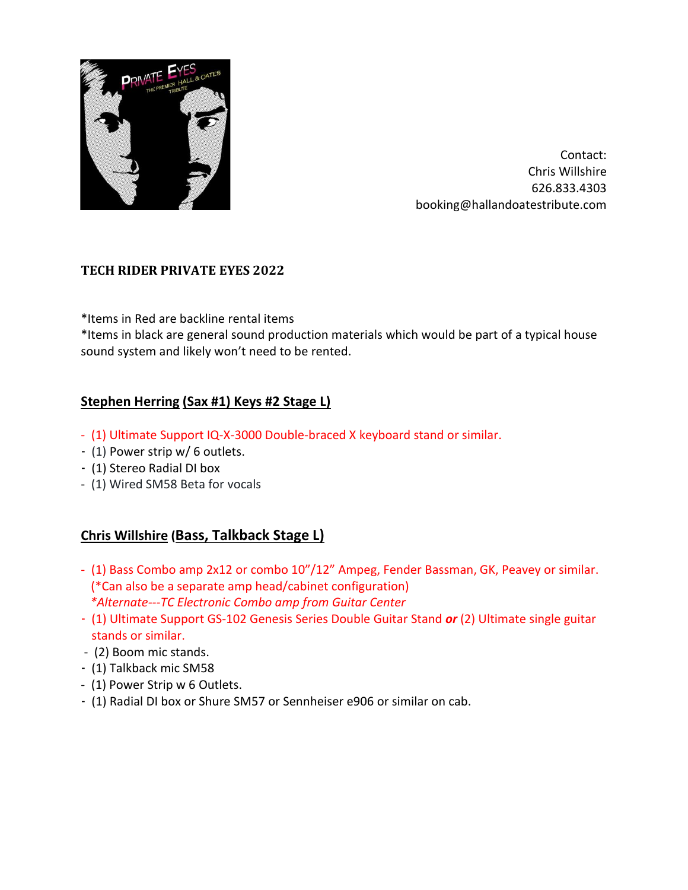Contact:
Chris Willshire
626.833.4303
booking@hallandoatestribute.com

## TECH RIDER PRIVATE EYES 2022

*Items in Red are backline rental items
*Items in black are general sound production materials which would be part of a typical house sound system and likely won't need to be rented.

### Stephen Herring (Sax #1) Keys #2 Stage L)

- (1) Ultimate Support IQ-X-3000 Double-braced X keyboard stand or similar.
- (1) Power strip w/ 6 outlets.
- (1) Stereo Radial DI box
- (1) Wired SM58 Beta for vocals

### Chris Willshire (Bass, Talkback Stage L)

- (1) Bass Combo amp 2x12 or combo 10"/12" Ampeg, Fender Bassman, GK, Peavey or similar. (*Can also be a separate amp head/cabinet configuration)
  *Alternate---TC Electronic Combo amp from Guitar Center*
- (1) Ultimate Support GS-102 Genesis Series Double Guitar Stand ***or*** (2) Ultimate single guitar stands or similar.
- (2) Boom mic stands.
- (1) Talkback mic SM58
- (1) Power Strip w 6 Outlets.
- (1) Radial DI box or Shure SM57 or Sennheiser e906 or similar on cab.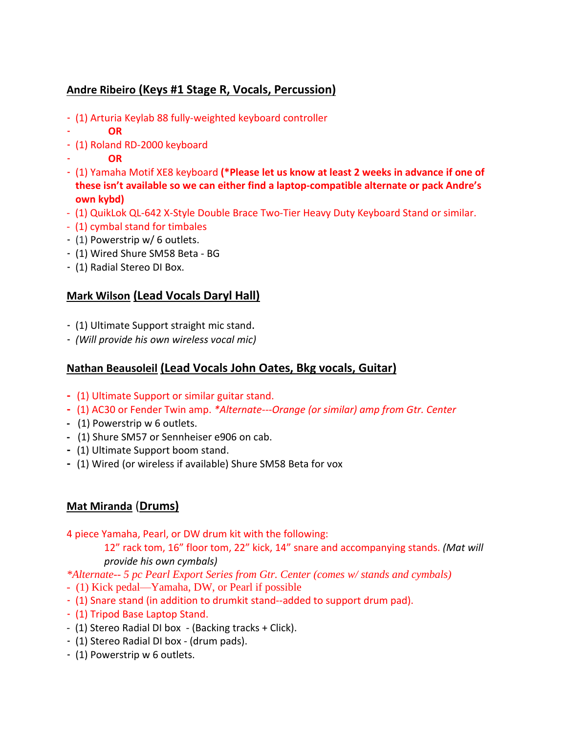## Andre Ribeiro (Keys #1 Stage R, Vocals, Percussion)

- (1) Arturia Keylab 88 fully-weighted keyboard controller
- **OR**
- (1) Roland RD-2000 keyboard
- **OR**
- (1) Yamaha Motif XE8 keyboard **(*Please let us know at least 2 weeks in advance if one of these isn't available so we can either find a laptop-compatible alternate or pack Andre's own kybd)**
- (1) QuikLok QL-642 X-Style Double Brace Two-Tier Heavy Duty Keyboard Stand or similar.
- (1) cymbal stand for timbales
- (1) Powerstrip w/ 6 outlets.
- (1) Wired Shure SM58 Beta - BG
- (1) Radial Stereo DI Box.

## Mark Wilson (Lead Vocals Daryl Hall)

- (1) Ultimate Support straight mic stand.
- *(Will provide his own wireless vocal mic)*

## Nathan Beausoleil (Lead Vocals John Oates, Bkg vocals, Guitar)

- (1) Ultimate Support or similar guitar stand.
- (1) AC30 or Fender Twin amp. *\*Alternate---Orange (or similar) amp from Gtr. Center*
- (1) Powerstrip w 6 outlets.
- (1) Shure SM57 or Sennheiser e906 on cab.
- (1) Ultimate Support boom stand.
- (1) Wired (or wireless if available) Shure SM58 Beta for vox

## Mat Miranda (Drums)

4 piece Yamaha, Pearl, or DW drum kit with the following:

12" rack tom, 16" floor tom, 22" kick, 14" snare and accompanying stands. *(Mat will provide his own cymbals)*

*\*Alternate-- 5 pc Pearl Export Series from Gtr. Center (comes w/ stands and cymbals)*

- (1) Kick pedal—Yamaha, DW, or Pearl if possible
- (1) Snare stand (in addition to drumkit stand--added to support drum pad).
- (1) Tripod Base Laptop Stand.
- (1) Stereo Radial DI box - (Backing tracks + Click).
- (1) Stereo Radial DI box - (drum pads).
- (1) Powerstrip w 6 outlets.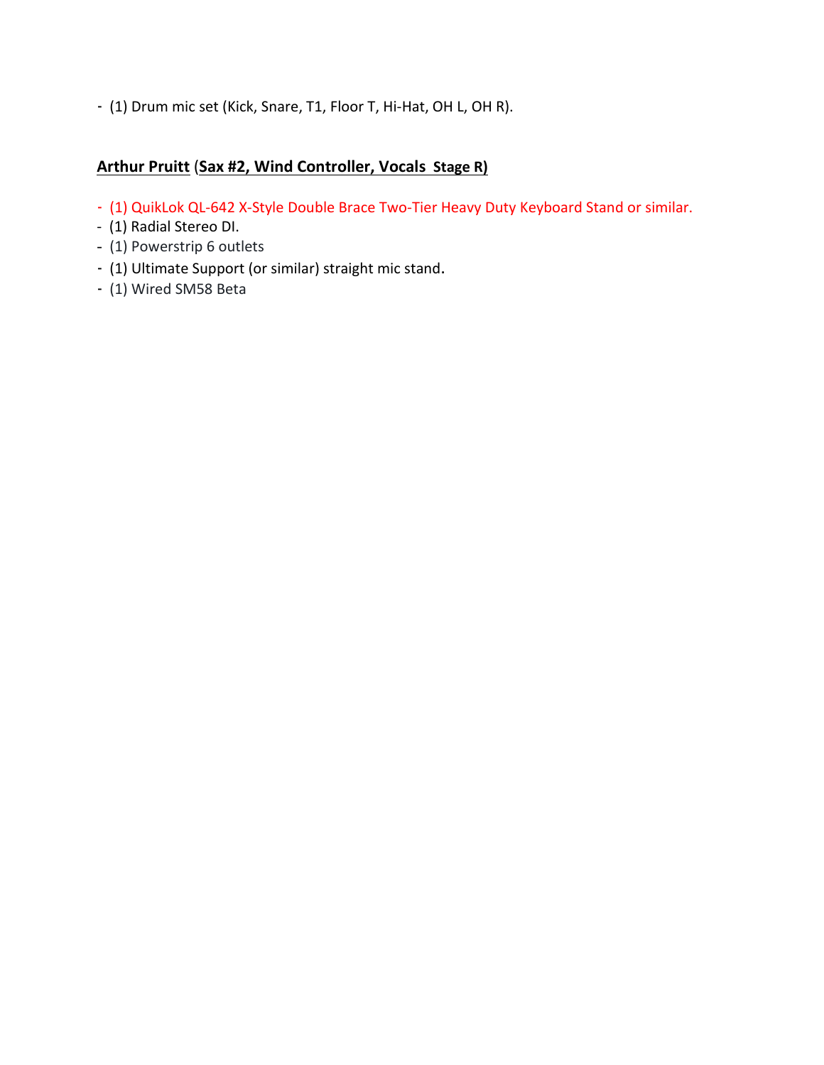- (1) Drum mic set (Kick, Snare, T1, Floor T, Hi-Hat, OH L, OH R).

**Arthur Pruitt** (**Sax #2, Wind Controller, Vocals Stage R)**

- (1) QuikLok QL-642 X-Style Double Brace Two-Tier Heavy Duty Keyboard Stand or similar.
- (1) Radial Stereo DI.
- (1) Powerstrip 6 outlets
- (1) Ultimate Support (or similar) straight mic stand.
- (1) Wired SM58 Beta